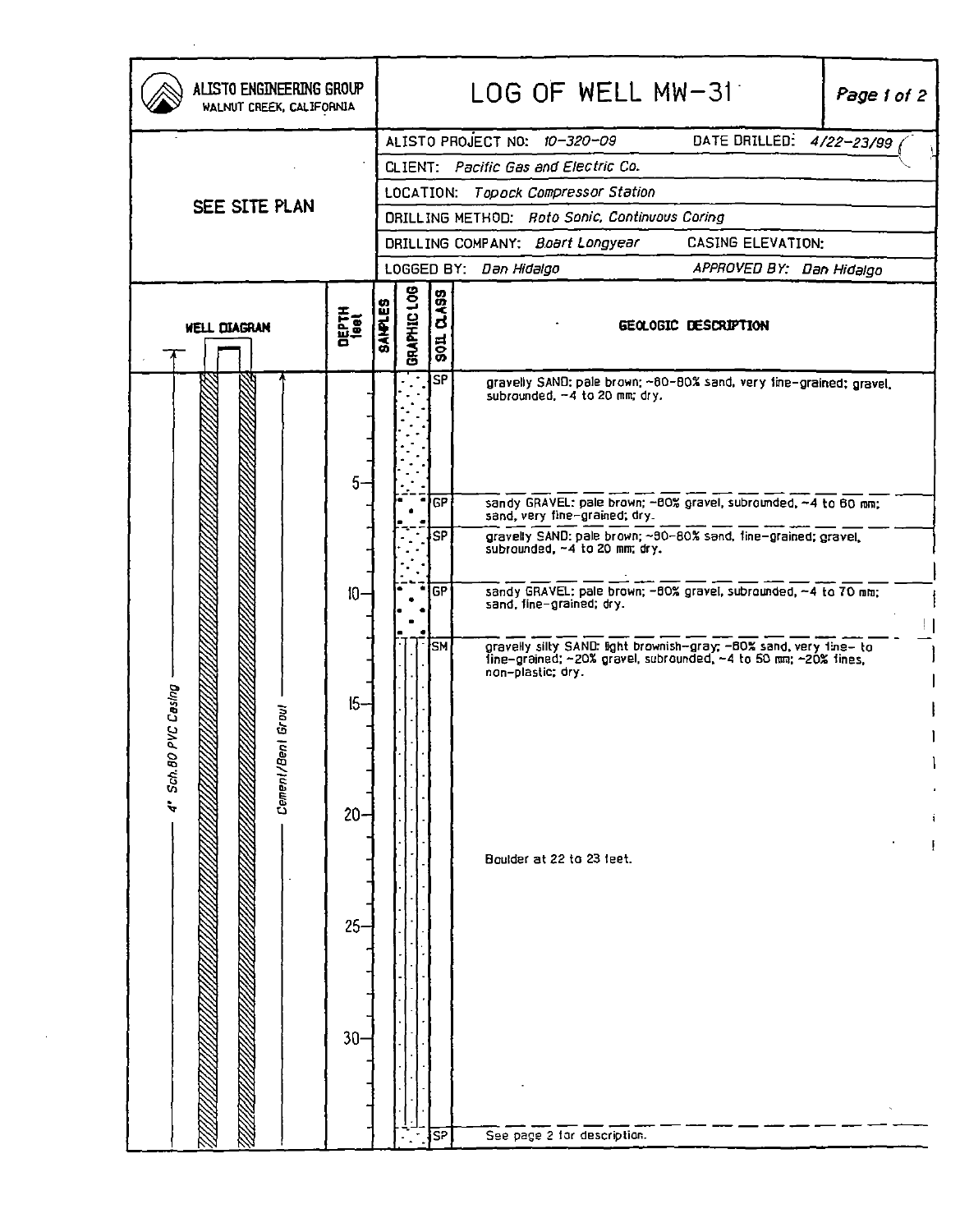# LOG OF WELL MW-31

**ALISTO ENGINEERING GROUP**
WALNUT CREEK, CALIFORNIA

| | |
|---|---|
| ALISTO PROJECT NO: *10-320-09* | DATE DRILLED: *4/22-23/99* |
| CLIENT: *Pacific Gas and Electric Co.* | |
| LOCATION: *Topock Compressor Station* | |
| DRILLING METHOD: *Roto Sonic, Continuous Coring* | |
| DRILLING COMPANY: *Boart Longyear* | CASING ELEVATION: |
| LOGGED BY: *Dan Hidalgo* | APPROVED BY: *Dan Hidalgo* |

SEE SITE PLAN

Well diagram: 4" Sch.80 PVC Casing; Cement/Bent Grout

| DEPTH (feet) | SOIL CLASS | GEOLOGIC DESCRIPTION |
|---|---|---|
| 0 | SP | gravelly SAND: pale brown; ~60-80% sand, very fine-grained; gravel, subrounded, ~4 to 20 mm; dry. |
| ~6 | GP | sandy GRAVEL: pale brown; ~60% gravel, subrounded, ~4 to 60 mm; sand, very fine-grained; dry. |
| ~7 | SP | gravelly SAND: pale brown; ~60-80% sand, fine-grained; gravel, subrounded, ~4 to 20 mm; dry. |
| ~10 | GP | sandy GRAVEL: pale brown; ~60% gravel, subrounded, ~4 to 70 mm; sand, fine-grained; dry. |
| ~12 | SM | gravelly silty SAND: light brownish-gray; ~60% sand, very fine- to fine-grained; ~20% gravel, subrounded, ~4 to 50 mm; ~20% fines, non-plastic; dry. |
| 22 | | Boulder at 22 to 23 feet. |
| ~34 | SP | See page 2 for description. |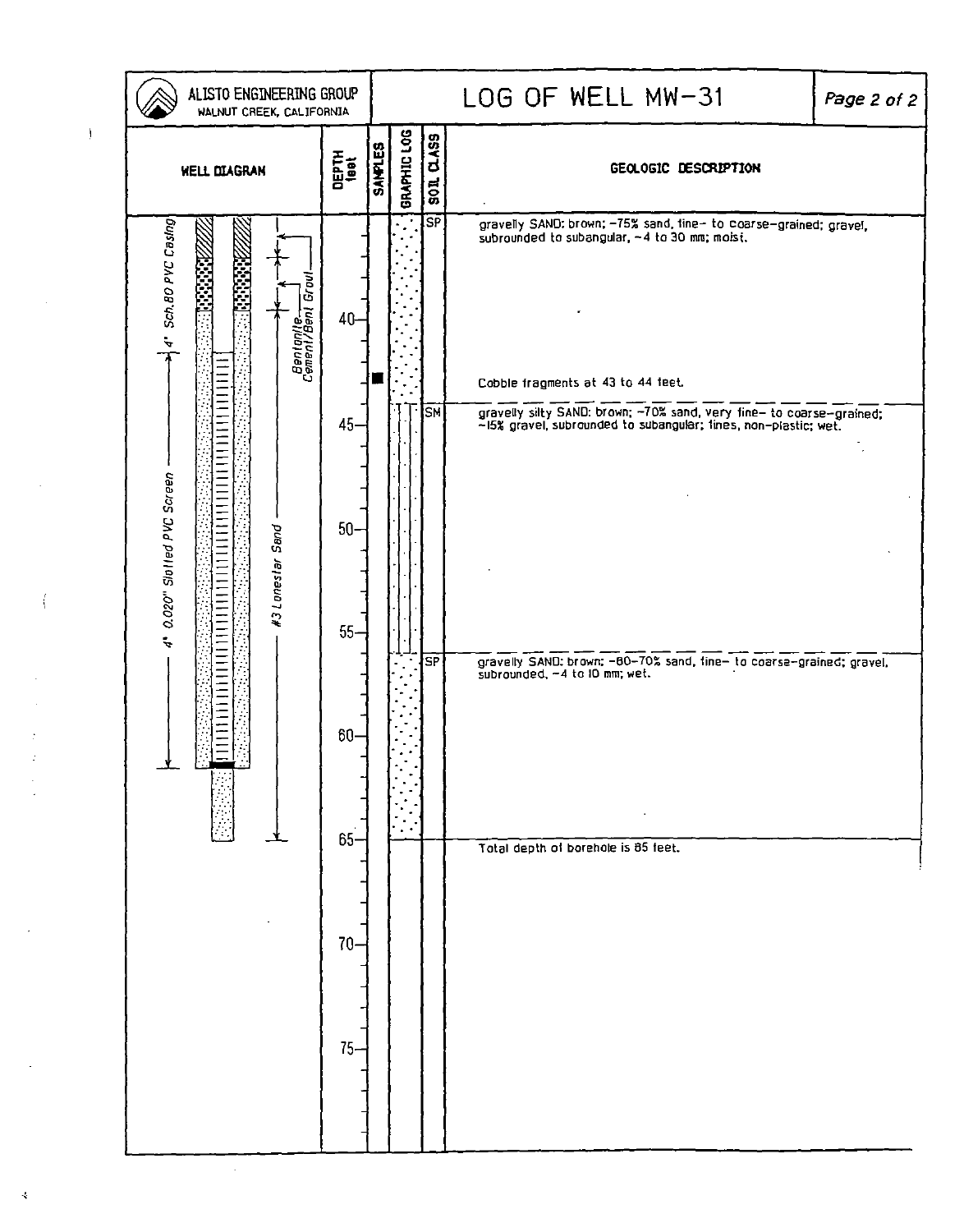# LOG OF WELL MW-31

ALISTO ENGINEERING GROUP
WALNUT CREEK, CALIFORNIA

| WELL DIAGRAM | DEPTH feet | SAMPLES | GRAPHIC LOG | SOIL CLASS | GEOLOGIC DESCRIPTION |
|---|---|---|---|---|---|
| 4" Sch.80 PVC Casing; Bentonite; Cement/Bent Grout | | | | SP | gravelly SAND: brown; ~75% sand, fine- to coarse-grained; gravel, subrounded to subangular, ~4 to 30 mm; moist. |
| | 40 | | | | |
| | | ■ | | | Cobble fragments at 43 to 44 feet. |
| 4" 0.020" Slotted PVC Screen; #3 Lonestar Sand | 45 | | | SM | gravelly silty SAND: brown; ~70% sand, very fine- to coarse-grained; ~15% gravel, subrounded to subangular; fines, non-plastic; wet. |
| | 50 | | | | |
| | 55 | | | SP | gravelly SAND: brown; ~80-70% sand, fine- to coarse-grained; gravel, subrounded, ~4 to 10 mm; wet. |
| | 60 | | | | |
| | 65 | | | | Total depth of borehole is 85 feet. |
| | 70 | | | | |
| | 75 | | | | |